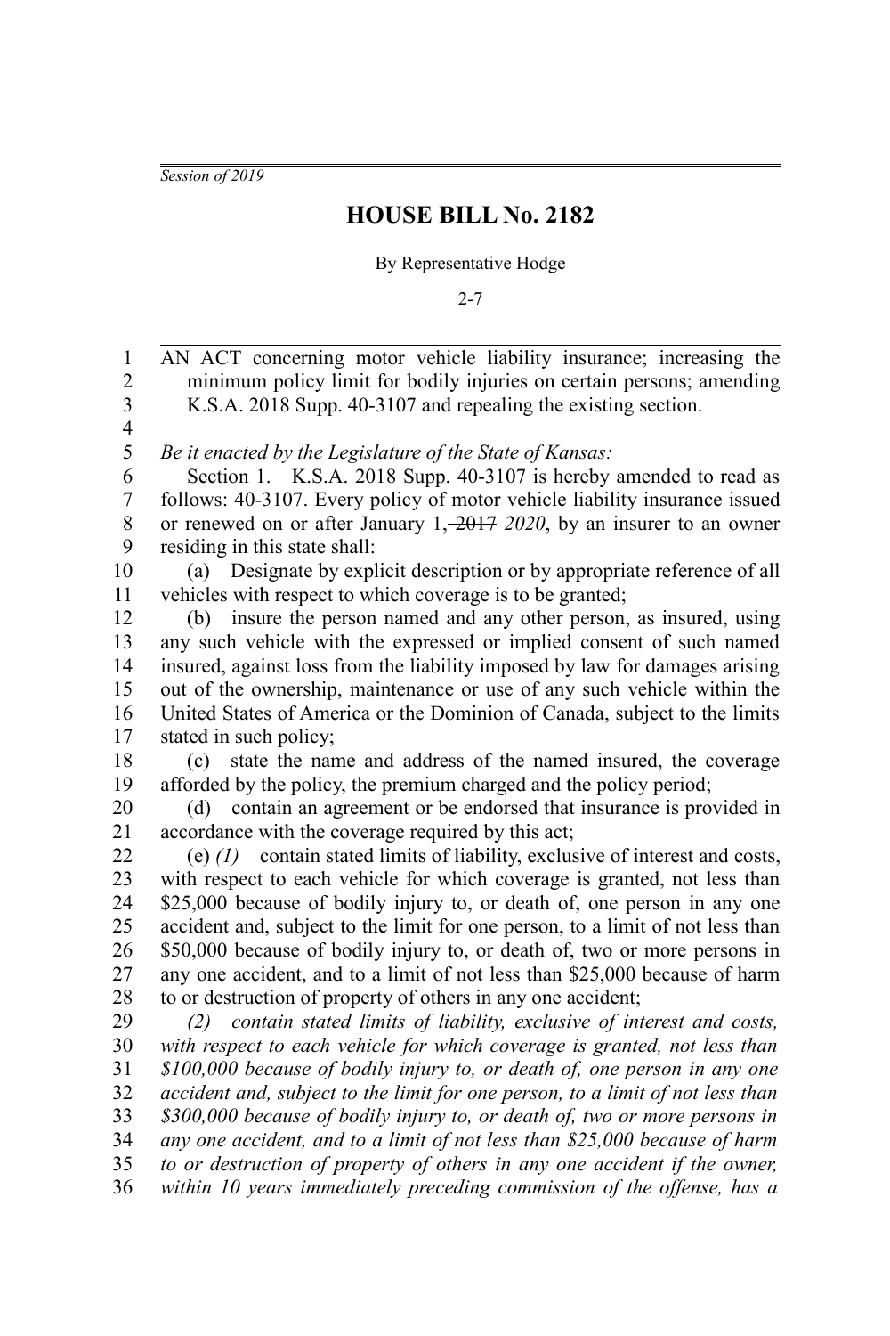*Session of 2019*

# HOUSE BILL No. 2182

By Representative Hodge

2-7

AN ACT concerning motor vehicle liability insurance; increasing the minimum policy limit for bodily injuries on certain persons; amending K.S.A. 2018 Supp. 40-3107 and repealing the existing section.

*Be it enacted by the Legislature of the State of Kansas:*

Section 1. K.S.A. 2018 Supp. 40-3107 is hereby amended to read as follows: 40-3107. Every policy of motor vehicle liability insurance issued or renewed on or after January 1, ~~2017~~ *2020*, by an insurer to an owner residing in this state shall:

(a) Designate by explicit description or by appropriate reference of all vehicles with respect to which coverage is to be granted;

(b) insure the person named and any other person, as insured, using any such vehicle with the expressed or implied consent of such named insured, against loss from the liability imposed by law for damages arising out of the ownership, maintenance or use of any such vehicle within the United States of America or the Dominion of Canada, subject to the limits stated in such policy;

(c) state the name and address of the named insured, the coverage afforded by the policy, the premium charged and the policy period;

(d) contain an agreement or be endorsed that insurance is provided in accordance with the coverage required by this act;

(e) *(1)* contain stated limits of liability, exclusive of interest and costs, with respect to each vehicle for which coverage is granted, not less than $25,000 because of bodily injury to, or death of, one person in any one accident and, subject to the limit for one person, to a limit of not less than $50,000 because of bodily injury to, or death of, two or more persons in any one accident, and to a limit of not less than $25,000 because of harm to or destruction of property of others in any one accident;

*(2) contain stated limits of liability, exclusive of interest and costs, with respect to each vehicle for which coverage is granted, not less than $100,000 because of bodily injury to, or death of, one person in any one accident and, subject to the limit for one person, to a limit of not less than $300,000 because of bodily injury to, or death of, two or more persons in any one accident, and to a limit of not less than $25,000 because of harm to or destruction of property of others in any one accident if the owner, within 10 years immediately preceding commission of the offense, has a*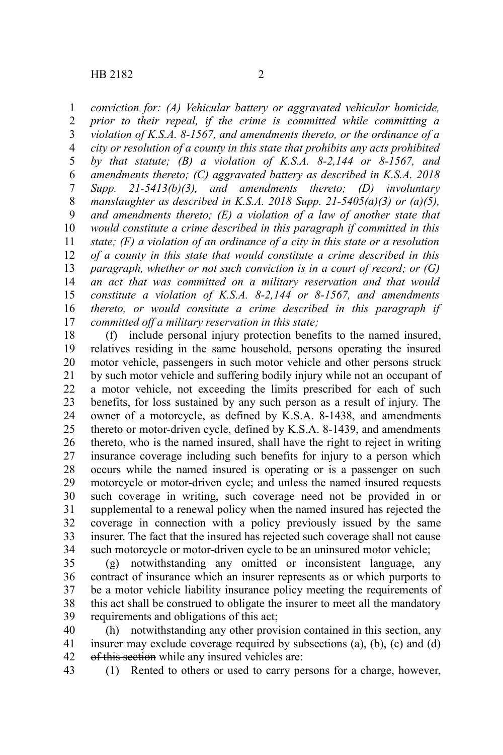*conviction for: (A) Vehicular battery or aggravated vehicular homicide, prior to their repeal, if the crime is committed while committing a violation of K.S.A. 8-1567, and amendments thereto, or the ordinance of a city or resolution of a county in this state that prohibits any acts prohibited by that statute; (B) a violation of K.S.A. 8-2,144 or 8-1567, and amendments thereto; (C) aggravated battery as described in K.S.A. 2018 Supp. 21-5413(b)(3), and amendments thereto; (D) involuntary manslaughter as described in K.S.A. 2018 Supp. 21-5405(a)(3) or (a)(5), and amendments thereto; (E) a violation of a law of another state that would constitute a crime described in this paragraph if committed in this state; (F) a violation of an ordinance of a city in this state or a resolution of a county in this state that would constitute a crime described in this paragraph, whether or not such conviction is in a court of record; or (G) an act that was committed on a military reservation and that would constitute a violation of K.S.A. 8-2,144 or 8-1567, and amendments thereto, or would consitute a crime described in this paragraph if committed off a military reservation in this state;*

(f) include personal injury protection benefits to the named insured, relatives residing in the same household, persons operating the insured motor vehicle, passengers in such motor vehicle and other persons struck by such motor vehicle and suffering bodily injury while not an occupant of a motor vehicle, not exceeding the limits prescribed for each of such benefits, for loss sustained by any such person as a result of injury. The owner of a motorcycle, as defined by K.S.A. 8-1438, and amendments thereto or motor-driven cycle, defined by K.S.A. 8-1439, and amendments thereto, who is the named insured, shall have the right to reject in writing insurance coverage including such benefits for injury to a person which occurs while the named insured is operating or is a passenger on such motorcycle or motor-driven cycle; and unless the named insured requests such coverage in writing, such coverage need not be provided in or supplemental to a renewal policy when the named insured has rejected the coverage in connection with a policy previously issued by the same insurer. The fact that the insured has rejected such coverage shall not cause such motorcycle or motor-driven cycle to be an uninsured motor vehicle;

(g) notwithstanding any omitted or inconsistent language, any contract of insurance which an insurer represents as or which purports to be a motor vehicle liability insurance policy meeting the requirements of this act shall be construed to obligate the insurer to meet all the mandatory requirements and obligations of this act;

(h) notwithstanding any other provision contained in this section, any insurer may exclude coverage required by subsections (a), (b), (c) and (d) ~~of this section~~ while any insured vehicles are:

(1) Rented to others or used to carry persons for a charge, however,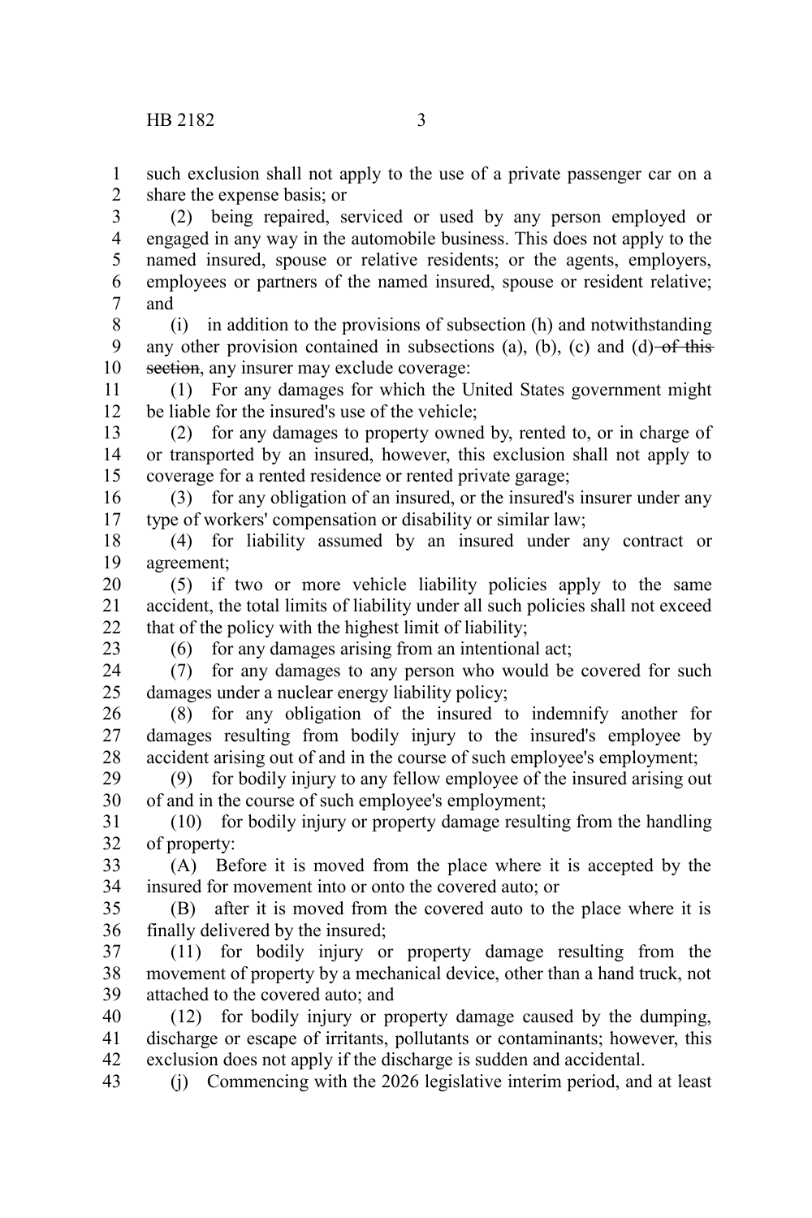such exclusion shall not apply to the use of a private passenger car on a share the expense basis; or

(2) being repaired, serviced or used by any person employed or engaged in any way in the automobile business. This does not apply to the named insured, spouse or relative residents; or the agents, employers, employees or partners of the named insured, spouse or resident relative; and

(i) in addition to the provisions of subsection (h) and notwithstanding any other provision contained in subsections (a), (b), (c) and (d) ~~of this section~~, any insurer may exclude coverage:

(1) For any damages for which the United States government might be liable for the insured's use of the vehicle;

(2) for any damages to property owned by, rented to, or in charge of or transported by an insured, however, this exclusion shall not apply to coverage for a rented residence or rented private garage;

(3) for any obligation of an insured, or the insured's insurer under any type of workers' compensation or disability or similar law;

(4) for liability assumed by an insured under any contract or agreement;

(5) if two or more vehicle liability policies apply to the same accident, the total limits of liability under all such policies shall not exceed that of the policy with the highest limit of liability;

(6) for any damages arising from an intentional act;

(7) for any damages to any person who would be covered for such damages under a nuclear energy liability policy;

(8) for any obligation of the insured to indemnify another for damages resulting from bodily injury to the insured's employee by accident arising out of and in the course of such employee's employment;

(9) for bodily injury to any fellow employee of the insured arising out of and in the course of such employee's employment;

(10) for bodily injury or property damage resulting from the handling of property:

(A) Before it is moved from the place where it is accepted by the insured for movement into or onto the covered auto; or

(B) after it is moved from the covered auto to the place where it is finally delivered by the insured;

(11) for bodily injury or property damage resulting from the movement of property by a mechanical device, other than a hand truck, not attached to the covered auto; and

(12) for bodily injury or property damage caused by the dumping, discharge or escape of irritants, pollutants or contaminants; however, this exclusion does not apply if the discharge is sudden and accidental.

(j) Commencing with the 2026 legislative interim period, and at least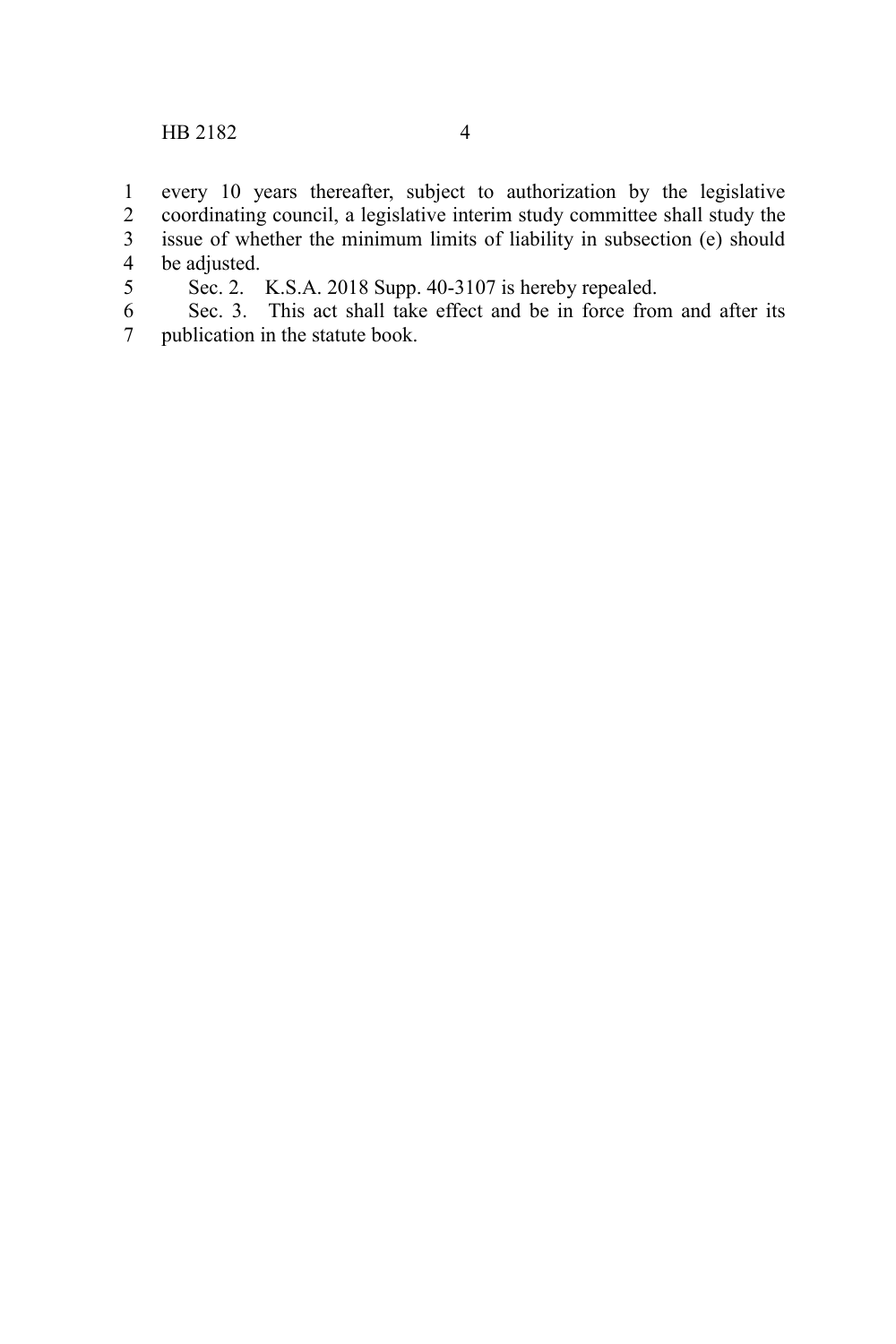every 10 years thereafter, subject to authorization by the legislative coordinating council, a legislative interim study committee shall study the issue of whether the minimum limits of liability in subsection (e) should be adjusted.

Sec. 2. K.S.A. 2018 Supp. 40-3107 is hereby repealed.

Sec. 3. This act shall take effect and be in force from and after its publication in the statute book.